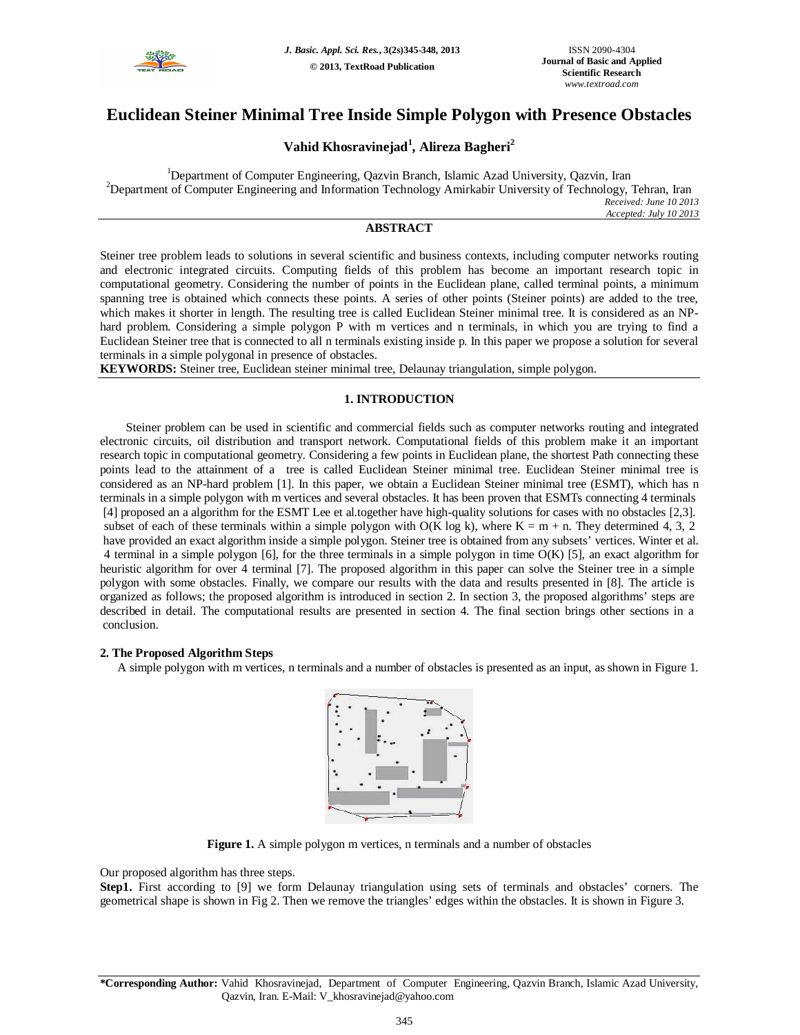# Euclidean Steiner Minimal Tree Inside Simple Polygon with Presence Obstacles

**Vahid Khosravinejad[1], Alireza Bagheri[2]**

[1]Department of Computer Engineering, Qazvin Branch, Islamic Azad University, Qazvin, Iran
[2]Department of Computer Engineering and Information Technology Amirkabir University of Technology, Tehran, Iran

*Received: June 10 2013*
*Accepted: July 10 2013*

## ABSTRACT

Steiner tree problem leads to solutions in several scientific and business contexts, including computer networks routing and electronic integrated circuits. Computing fields of this problem has become an important research topic in computational geometry. Considering the number of points in the Euclidean plane, called terminal points, a minimum spanning tree is obtained which connects these points. A series of other points (Steiner points) are added to the tree, which makes it shorter in length. The resulting tree is called Euclidean Steiner minimal tree. It is considered as an NP-hard problem. Considering a simple polygon P with m vertices and n terminals, in which you are trying to find a Euclidean Steiner tree that is connected to all n terminals existing inside p. In this paper we propose a solution for several terminals in a simple polygonal in presence of obstacles.

**KEYWORDS:** Steiner tree, Euclidean steiner minimal tree, Delaunay triangulation, simple polygon.

## 1. INTRODUCTION

Steiner problem can be used in scientific and commercial fields such as computer networks routing and integrated electronic circuits, oil distribution and transport network. Computational fields of this problem make it an important research topic in computational geometry. Considering a few points in Euclidean plane, the shortest Path connecting these points lead to the attainment of a tree is called Euclidean Steiner minimal tree. Euclidean Steiner minimal tree is considered as an NP-hard problem [1]. In this paper, we obtain a Euclidean Steiner minimal tree (ESMT), which has n terminals in a simple polygon with m vertices and several obstacles. It has been proven that ESMTs connecting 4 terminals [4] proposed an a algorithm for the ESMT Lee et al.together have high-quality solutions for cases with no obstacles [2,3]. subset of each of these terminals within a simple polygon with O(K log k), where K = m + n. They determined 4, 3, 2 have provided an exact algorithm inside a simple polygon. Steiner tree is obtained from any subsets' vertices. Winter et al. 4 terminal in a simple polygon [6], for the three terminals in a simple polygon in time O(K) [5], an exact algorithm for heuristic algorithm for over 4 terminal [7]. The proposed algorithm in this paper can solve the Steiner tree in a simple polygon with some obstacles. Finally, we compare our results with the data and results presented in [8]. The article is organized as follows; the proposed algorithm is introduced in section 2. In section 3, the proposed algorithms' steps are described in detail. The computational results are presented in section 4. The final section brings other sections in a conclusion.

### 2. The Proposed Algorithm Steps

A simple polygon with m vertices, n terminals and a number of obstacles is presented as an input, as shown in Figure 1.

**Figure 1.** A simple polygon m vertices, n terminals and a number of obstacles

Our proposed algorithm has three steps.

**Step1.** First according to [9] we form Delaunay triangulation using sets of terminals and obstacles' corners. The geometrical shape is shown in Fig 2. Then we remove the triangles' edges within the obstacles. It is shown in Figure 3.

**\*Corresponding Author:** Vahid Khosravinejad, Department of Computer Engineering, Qazvin Branch, Islamic Azad University, Qazvin, Iran. E-Mail: V_khosravinejad@yahoo.com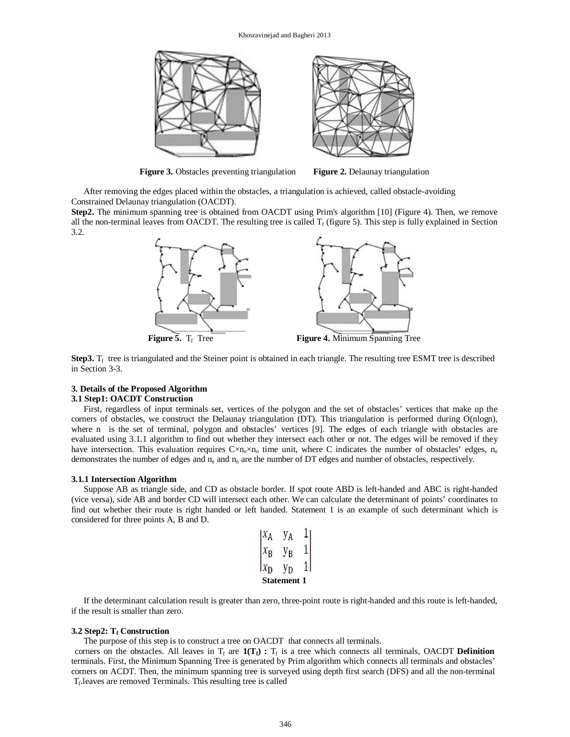**Figure 3.** Obstacles preventing triangulation **Figure 2.** Delaunay triangulation

After removing the edges placed within the obstacles, a triangulation is achieved, called obstacle-avoiding Constrained Delaunay triangulation (OACDT).

**Step2.** The minimum spanning tree is obtained from OACDT using Prim's algorithm [10] (Figure 4). Then, we remove all the non-terminal leaves from OACDT. The resulting tree is called $T_f$ (figure 5). This step is fully explained in Section 3.2.

**Figure 5.** $T_f$ Tree **Figure 4.** Minimum Spanning Tree

**Step3.** $T_f$ tree is triangulated and the Steiner point is obtained in each triangle. The resulting tree ESMT tree is described in Section 3-3.

### 3. Details of the Proposed Algorithm

#### 3.1 Step1: OACDT Construction

First, regardless of input terminals set, vertices of the polygon and the set of obstacles' vertices that make up the corners of obstacles, we construct the Delaunay triangulation (DT). This triangulation is performed during O(nlogn), where n is the set of terminal, polygon and obstacles' vertices [9]. The edges of each triangle with obstacles are evaluated using 3.1.1 algorithm to find out whether they intersect each other or not. The edges will be removed if they have intersection. This evaluation requires $C \times n_e \times n_o$ time unit, where C indicates the number of obstacles' edges, $n_e$ demonstrates the number of edges and $n_e$ and $n_o$ are the number of DT edges and number of obstacles, respectively.

#### 3.1.1 Intersection Algorithm

Suppose AB as triangle side, and CD as obstacle border. If spot route ABD is left-handed and ABC is right-handed (vice versa), side AB and border CD will intersect each other. We can calculate the determinant of points' coordinates to find out whether their route is right handed or left handed. Statement 1 is an example of such determinant which is considered for three points A, B and D.

$$\begin{vmatrix} x_A & y_A & 1 \\ x_B & y_B & 1 \\ x_D & y_D & 1 \end{vmatrix}$$

**Statement 1**

If the determinant calculation result is greater than zero, three-point route is right-handed and this route is left-handed, if the result is smaller than zero.

#### 3.2 Step2: $T_f$ Construction

The purpose of this step is to construct a tree on OACDT that connects all terminals.

corners on the obstacles. All leaves in $T_f$ are **1($T_f$) :** $T_f$ is a tree which connects all terminals, OACDT **Definition** terminals. First, the Minimum Spanning Tree is generated by Prim algorithm which connects all terminals and obstacles' corners on ACDT. Then, the minimum spanning tree is surveyed using depth first search (DFS) and all the non-terminal $T_f$.leaves are removed Terminals. This resulting tree is called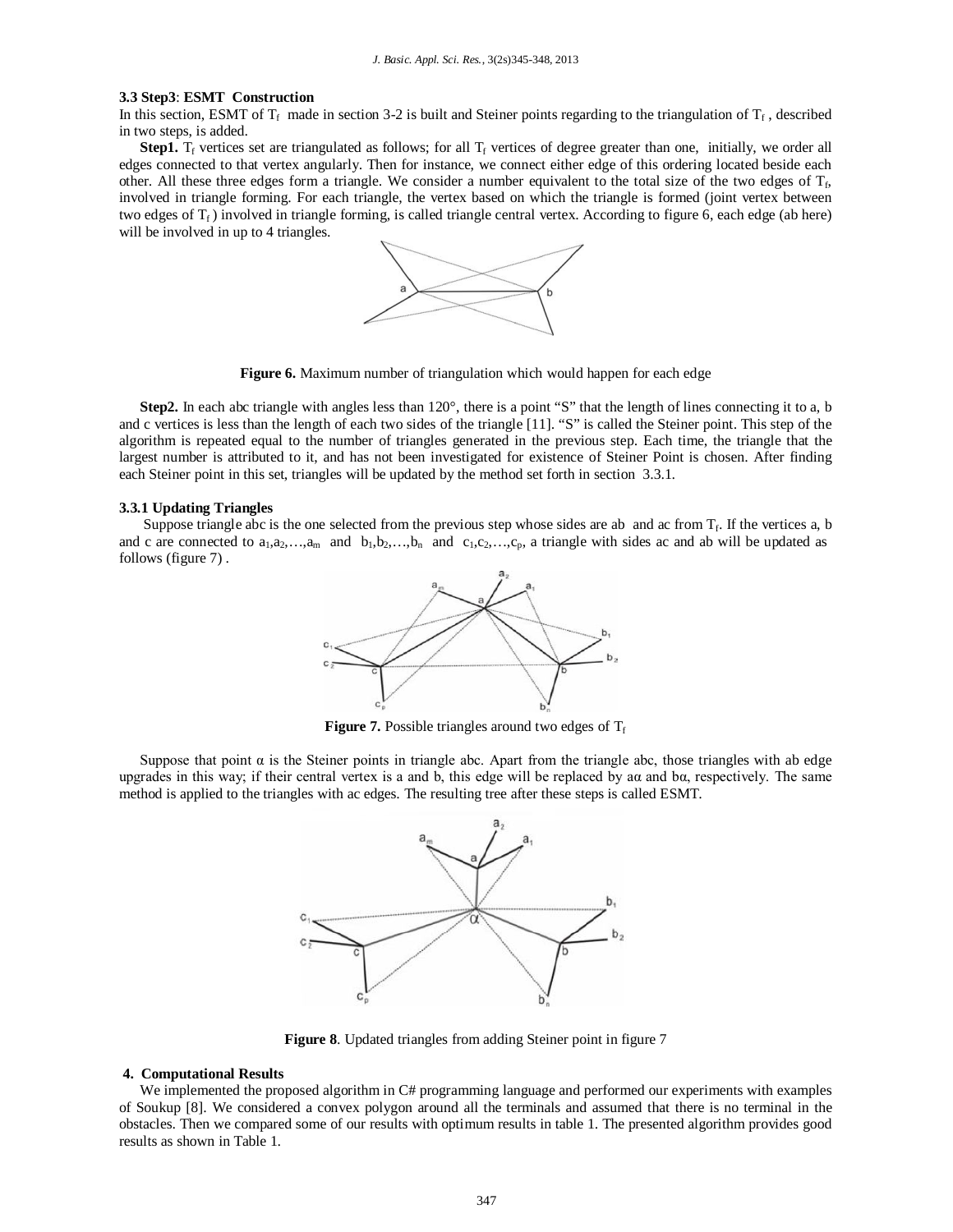### 3.3 Step3: ESMT Construction

In this section, ESMT of $T_f$ made in section 3-2 is built and Steiner points regarding to the triangulation of $T_f$, described in two steps, is added.

**Step1.** $T_f$ vertices set are triangulated as follows; for all $T_f$ vertices of degree greater than one, initially, we order all edges connected to that vertex angularly. Then for instance, we connect either edge of this ordering located beside each other. All these three edges form a triangle. We consider a number equivalent to the total size of the two edges of $T_f$, involved in triangle forming. For each triangle, the vertex based on which the triangle is formed (joint vertex between two edges of $T_f$) involved in triangle forming, is called triangle central vertex. According to figure 6, each edge (ab here) will be involved in up to 4 triangles.

**Figure 6.** Maximum number of triangulation which would happen for each edge

**Step2.** In each abc triangle with angles less than 120°, there is a point "S" that the length of lines connecting it to a, b and c vertices is less than the length of each two sides of the triangle [11]. "S" is called the Steiner point. This step of the algorithm is repeated equal to the number of triangles generated in the previous step. Each time, the triangle that the largest number is attributed to it, and has not been investigated for existence of Steiner Point is chosen. After finding each Steiner point in this set, triangles will be updated by the method set forth in section 3.3.1.

#### 3.3.1 Updating Triangles

Suppose triangle abc is the one selected from the previous step whose sides are ab and ac from $T_f$. If the vertices a, b and c are connected to $a_1,a_2,\ldots,a_m$ and $b_1,b_2,\ldots,b_n$ and $c_1,c_2,\ldots,c_p$, a triangle with sides ac and ab will be updated as follows (figure 7) .

**Figure 7.** Possible triangles around two edges of $T_f$

Suppose that point $\alpha$ is the Steiner points in triangle abc. Apart from the triangle abc, those triangles with ab edge upgrades in this way; if their central vertex is a and b, this edge will be replaced by $a\alpha$ and $b\alpha$, respectively. The same method is applied to the triangles with ac edges. The resulting tree after these steps is called ESMT.

**Figure 8**. Updated triangles from adding Steiner point in figure 7

## 4. Computational Results

We implemented the proposed algorithm in C# programming language and performed our experiments with examples of Soukup [8]. We considered a convex polygon around all the terminals and assumed that there is no terminal in the obstacles. Then we compared some of our results with optimum results in table 1. The presented algorithm provides good results as shown in Table 1.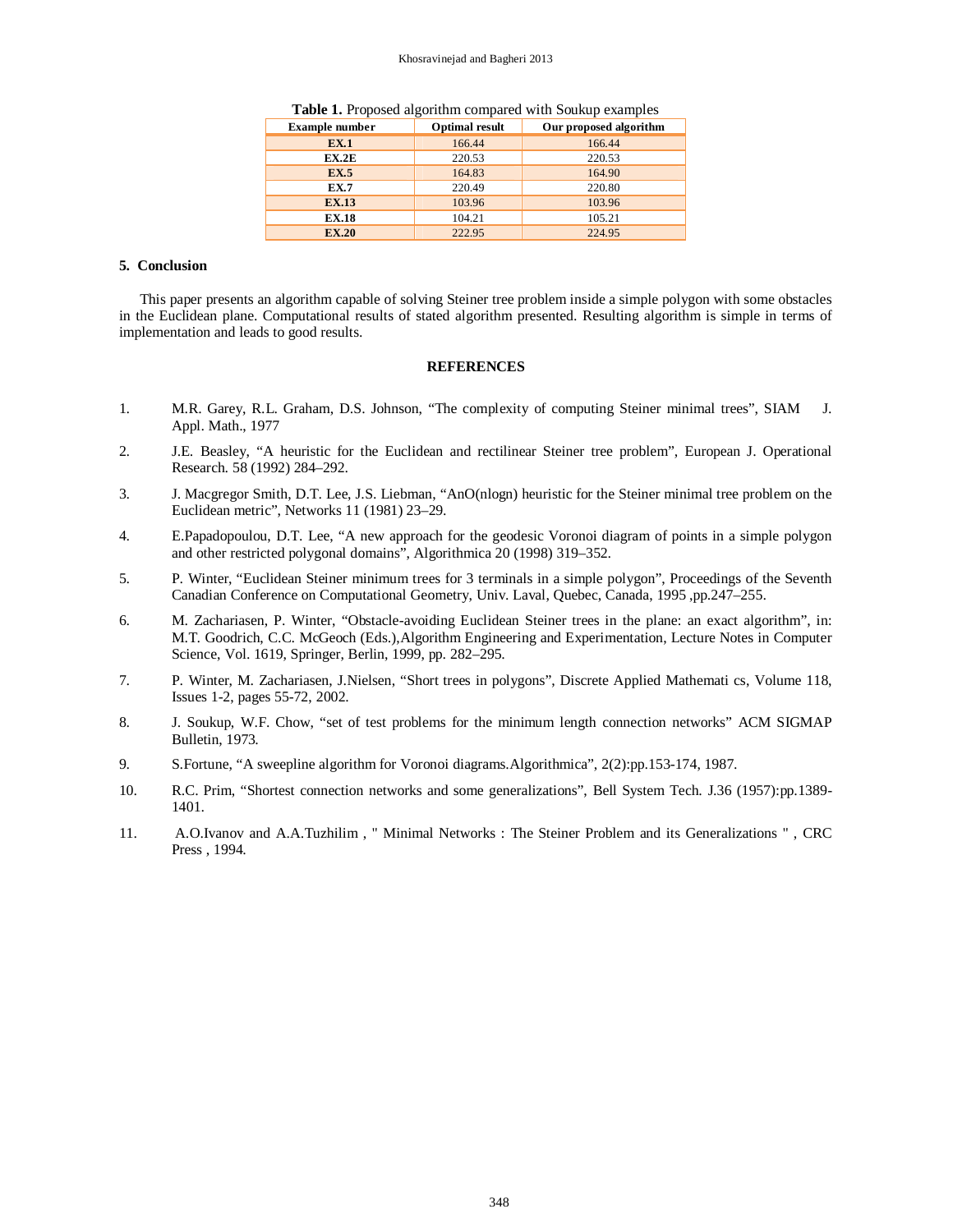**Table 1.** Proposed algorithm compared with Soukup examples

| Example number | Optimal result | Our proposed algorithm |
|---|---|---|
| **EX.1** | 166.44 | 166.44 |
| **EX.2E** | 220.53 | 220.53 |
| **EX.5** | 164.83 | 164.90 |
| **EX.7** | 220.49 | 220.80 |
| **EX.13** | 103.96 | 103.96 |
| **EX.18** | 104.21 | 105.21 |
| **EX.20** | 222.95 | 224.95 |

## 5. Conclusion

This paper presents an algorithm capable of solving Steiner tree problem inside a simple polygon with some obstacles in the Euclidean plane. Computational results of stated algorithm presented. Resulting algorithm is simple in terms of implementation and leads to good results.

## REFERENCES

1. M.R. Garey, R.L. Graham, D.S. Johnson, "The complexity of computing Steiner minimal trees", SIAM J. Appl. Math., 1977
2. J.E. Beasley, "A heuristic for the Euclidean and rectilinear Steiner tree problem", European J. Operational Research. 58 (1992) 284–292.
3. J. Macgregor Smith, D.T. Lee, J.S. Liebman, "AnO(nlogn) heuristic for the Steiner minimal tree problem on the Euclidean metric", Networks 11 (1981) 23–29.
4. E.Papadopoulou, D.T. Lee, "A new approach for the geodesic Voronoi diagram of points in a simple polygon and other restricted polygonal domains", Algorithmica 20 (1998) 319–352.
5. P. Winter, "Euclidean Steiner minimum trees for 3 terminals in a simple polygon", Proceedings of the Seventh Canadian Conference on Computational Geometry, Univ. Laval, Quebec, Canada, 1995 ,pp.247–255.
6. M. Zachariasen, P. Winter, "Obstacle-avoiding Euclidean Steiner trees in the plane: an exact algorithm", in: M.T. Goodrich, C.C. McGeoch (Eds.),Algorithm Engineering and Experimentation, Lecture Notes in Computer Science, Vol. 1619, Springer, Berlin, 1999, pp. 282–295.
7. P. Winter, M. Zachariasen, J.Nielsen, "Short trees in polygons", Discrete Applied Mathemati cs, Volume 118, Issues 1-2, pages 55-72, 2002.
8. J. Soukup, W.F. Chow, "set of test problems for the minimum length connection networks" ACM SIGMAP Bulletin, 1973.
9. S.Fortune, "A sweepline algorithm for Voronoi diagrams.Algorithmica", 2(2):pp.153-174, 1987.
10. R.C. Prim, "Shortest connection networks and some generalizations", Bell System Tech. J.36 (1957):pp.1389-1401.
11. A.O.Ivanov and A.A.Tuzhilim , " Minimal Networks : The Steiner Problem and its Generalizations " , CRC Press , 1994.